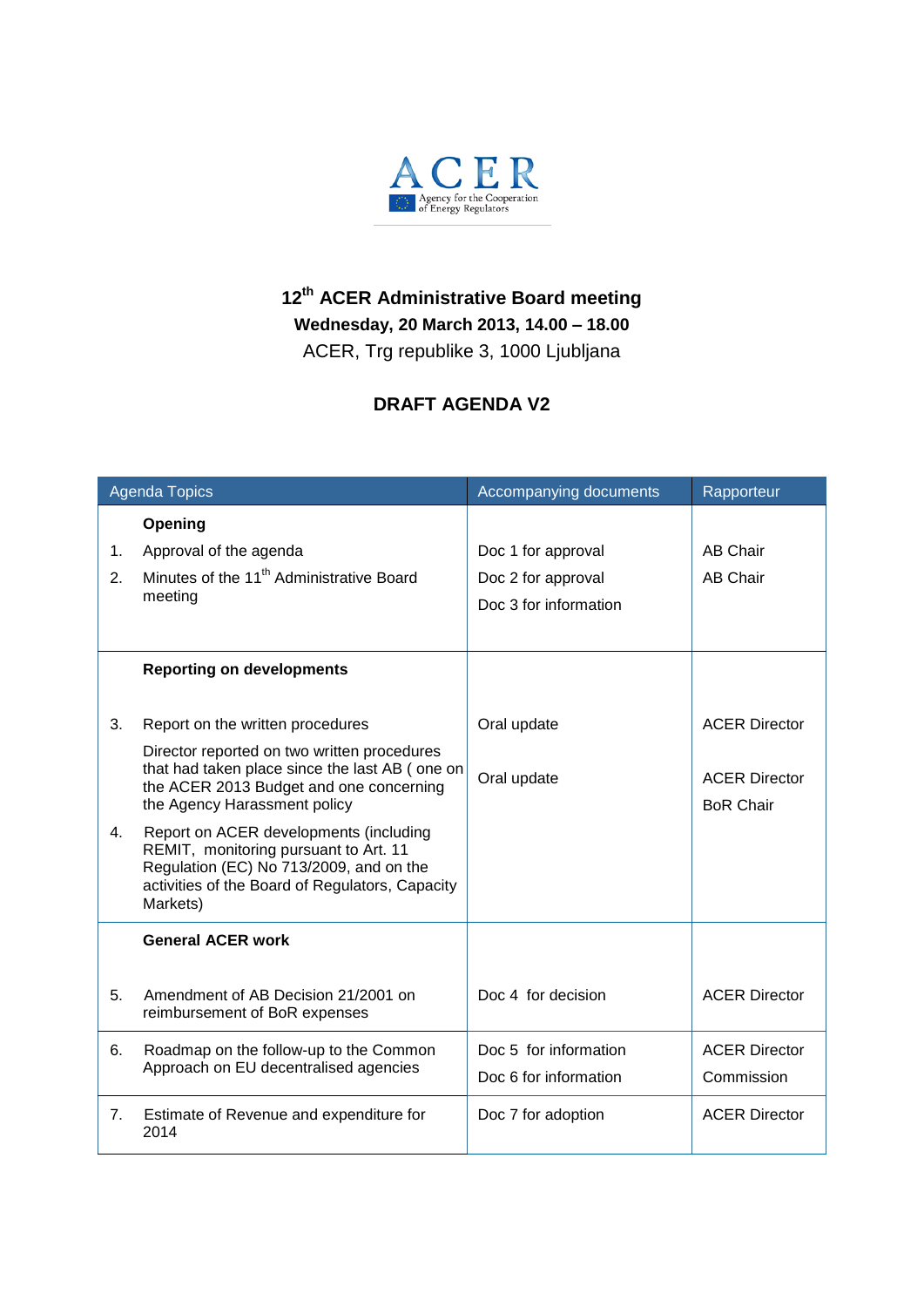ACER

Agency for the Cooperation of Energy Regulators

# 12th ACER Administrative Board meeting

**Wednesday, 20 March 2013, 14.00 – 18.00**

ACER, Trg republike 3, 1000 Ljubljana

## DRAFT AGENDA V2

| | Agenda Topics | Accompanying documents | Rapporteur |
|---|---|---|---|
| | **Opening** | | |
| 1. | Approval of the agenda | Doc 1 for approval | AB Chair |
| 2. | Minutes of the 11th Administrative Board meeting | Doc 2 for approval<br>Doc 3 for information | AB Chair |
| | **Reporting on developments** | | |
| 3. | Report on the written procedures<br>Director reported on two written procedures that had taken place since the last AB ( one on the ACER 2013 Budget and one concerning the Agency Harassment policy | Oral update | ACER Director |
| 4. | Report on ACER developments (including REMIT, monitoring pursuant to Art. 11 Regulation (EC) No 713/2009, and on the activities of the Board of Regulators, Capacity Markets) | Oral update | ACER Director<br>BoR Chair |
| | **General ACER work** | | |
| 5. | Amendment of AB Decision 21/2001 on reimbursement of BoR expenses | Doc 4 for decision | ACER Director |
| 6. | Roadmap on the follow-up to the Common Approach on EU decentralised agencies | Doc 5 for information<br>Doc 6 for information | ACER Director<br>Commission |
| 7. | Estimate of Revenue and expenditure for 2014 | Doc 7 for adoption | ACER Director |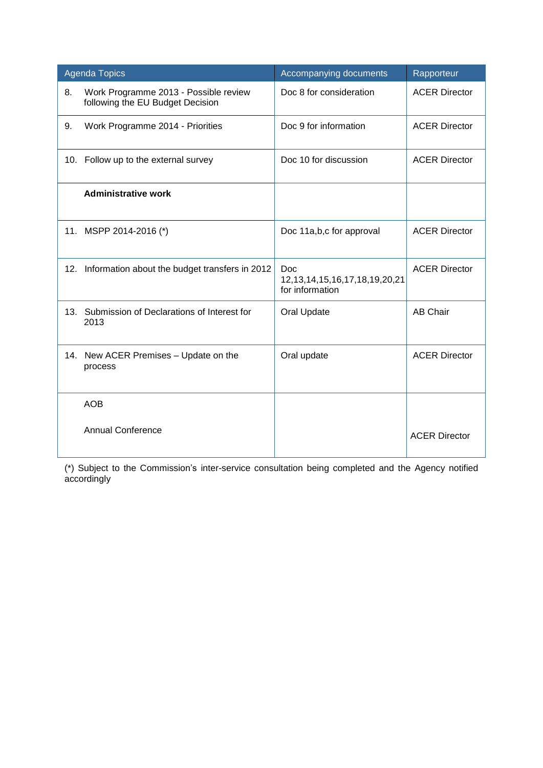| Agenda Topics | Accompanying documents | Rapporteur |
| --- | --- | --- |
| 8. Work Programme 2013 - Possible review following the EU Budget Decision | Doc 8 for consideration | ACER Director |
| 9. Work Programme 2014 - Priorities | Doc 9 for information | ACER Director |
| 10. Follow up to the external survey | Doc 10 for discussion | ACER Director |
| **Administrative work** | | |
| 11. MSPP 2014-2016 (*) | Doc 11a,b,c for approval | ACER Director |
| 12. Information about the budget transfers in 2012 | Doc 12,13,14,15,16,17,18,19,20,21 for information | ACER Director |
| 13. Submission of Declarations of Interest for 2013 | Oral Update | AB Chair |
| 14. New ACER Premises – Update on the process | Oral update | ACER Director |
| AOB<br><br>Annual Conference | | ACER Director |

(*) Subject to the Commission's inter-service consultation being completed and the Agency notified accordingly